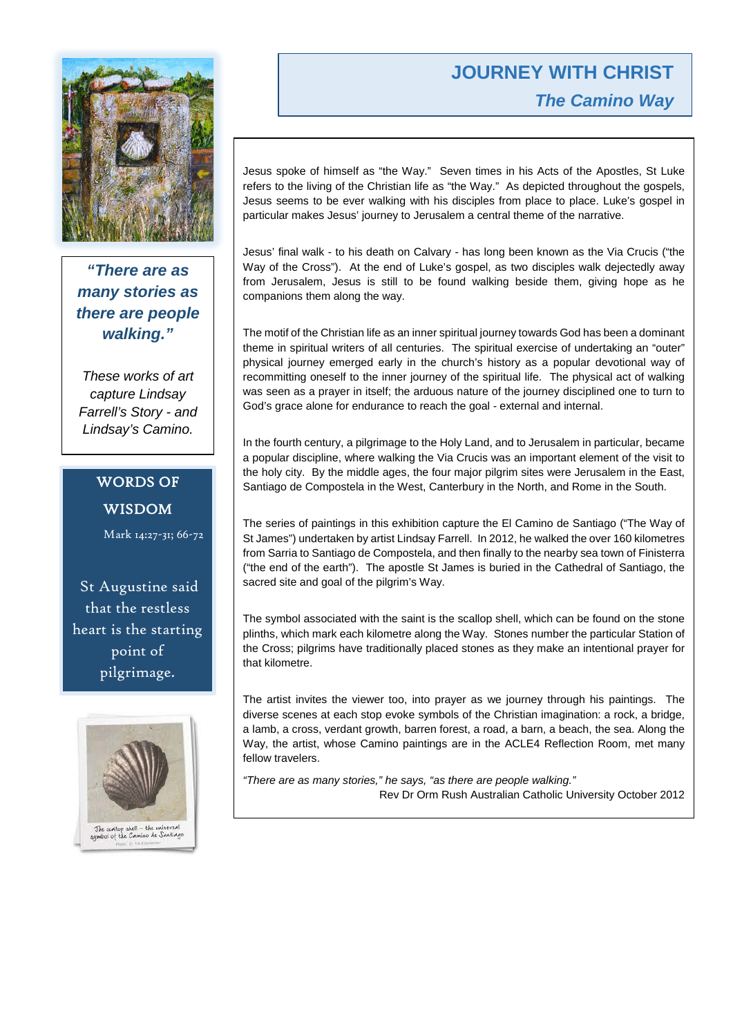# JOURNEY WITH CHRIST

## *The Camino Way*

Jesus spoke of himself as "the Way." Seven times in his Acts of the Apostles, St Luke refers to the living of the Christian life as "the Way." As depicted throughout the gospels, Jesus seems to be ever walking with his disciples from place to place. Luke's gospel in particular makes Jesus' journey to Jerusalem a central theme of the narrative.

Jesus' final walk - to his death on Calvary - has long been known as the Via Crucis ("the Way of the Cross"). At the end of Luke's gospel, as two disciples walk dejectedly away from Jerusalem, Jesus is still to be found walking beside them, giving hope as he companions them along the way.

The motif of the Christian life as an inner spiritual journey towards God has been a dominant theme in spiritual writers of all centuries. The spiritual exercise of undertaking an "outer" physical journey emerged early in the church's history as a popular devotional way of recommitting oneself to the inner journey of the spiritual life. The physical act of walking was seen as a prayer in itself; the arduous nature of the journey disciplined one to turn to God's grace alone for endurance to reach the goal - external and internal.

In the fourth century, a pilgrimage to the Holy Land, and to Jerusalem in particular, became a popular discipline, where walking the Via Crucis was an important element of the visit to the holy city. By the middle ages, the four major pilgrim sites were Jerusalem in the East, Santiago de Compostela in the West, Canterbury in the North, and Rome in the South.

The series of paintings in this exhibition capture the El Camino de Santiago ("The Way of St James") undertaken by artist Lindsay Farrell. In 2012, he walked the over 160 kilometres from Sarria to Santiago de Compostela, and then finally to the nearby sea town of Finisterra ("the end of the earth"). The apostle St James is buried in the Cathedral of Santiago, the sacred site and goal of the pilgrim's Way.

The symbol associated with the saint is the scallop shell, which can be found on the stone plinths, which mark each kilometre along the Way. Stones number the particular Station of the Cross; pilgrims have traditionally placed stones as they make an intentional prayer for that kilometre.

The artist invites the viewer too, into prayer as we journey through his paintings. The diverse scenes at each stop evoke symbols of the Christian imagination: a rock, a bridge, a lamb, a cross, verdant growth, barren forest, a road, a barn, a beach, the sea. Along the Way, the artist, whose Camino paintings are in the ACLE4 Reflection Room, met many fellow travelers.

*"There are as many stories," he says, "as there are people walking."*

Rev Dr Orm Rush Australian Catholic University October 2012

***"There are as many stories as there are people walking."***

*These works of art capture Lindsay Farrell's Story - and Lindsay's Camino.*

### WORDS OF WISDOM

Mark 14:27-31; 66-72

St Augustine said that the restless heart is the starting point of pilgrimage.

The scallop shell – the universal symbol of the Camino de Santiago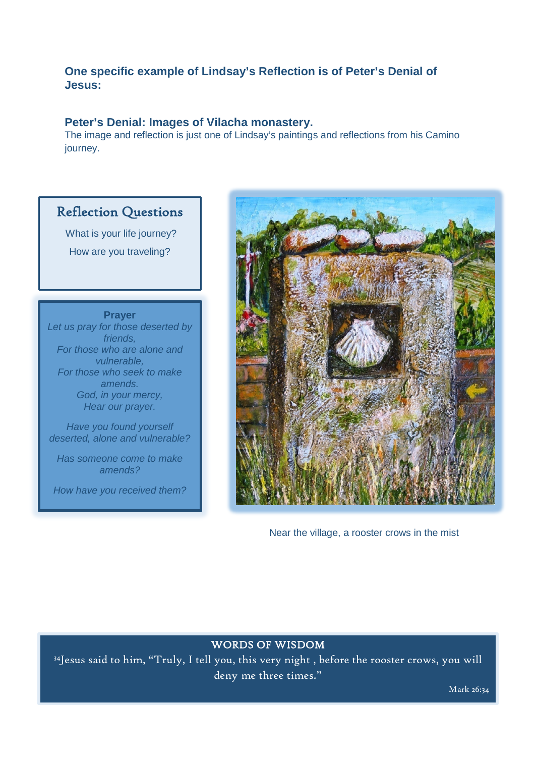## One specific example of Lindsay's Reflection is of Peter's Denial of Jesus:

### Peter's Denial: Images of Vilacha monastery.

The image and reflection is just one of Lindsay's paintings and reflections from his Camino journey.

### Reflection Questions

What is your life journey?

How are you traveling?

**Prayer**

*Let us pray for those deserted by friends,*
*For those who are alone and vulnerable,*
*For those who seek to make amends.*
*God, in your mercy,*
*Hear our prayer.*

*Have you found yourself deserted, alone and vulnerable?*

*Has someone come to make amends?*

*How have you received them?*

Near the village, a rooster crows in the mist

### WORDS OF WISDOM

[34]Jesus said to him, "Truly, I tell you, this very night , before the rooster crows, you will deny me three times."

Mark 26:34